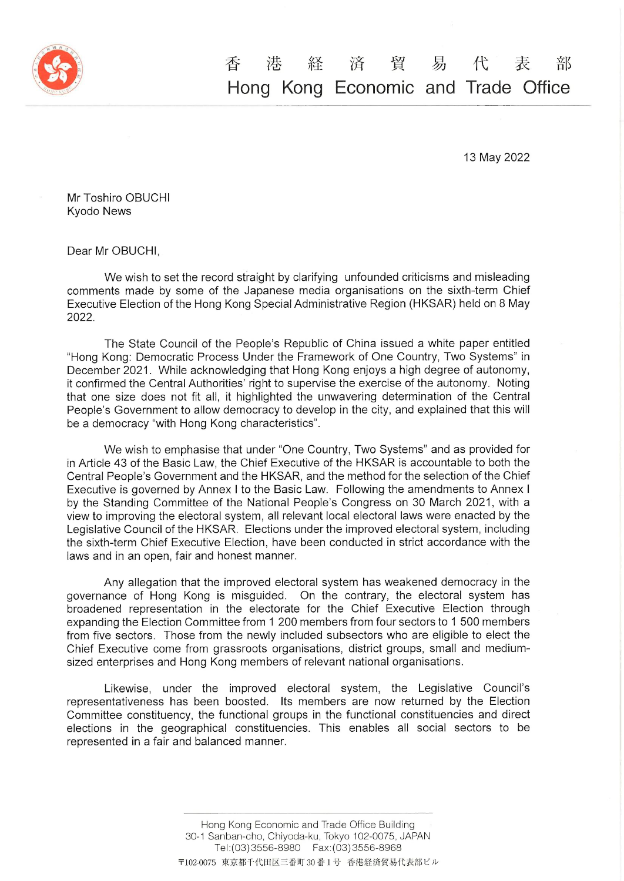# 香　港　経　済　貿　易　代　表　部
# Hong Kong Economic and Trade Office

13 May 2022

Mr Toshiro OBUCHI
Kyodo News

Dear Mr OBUCHI,

We wish to set the record straight by clarifying unfounded criticisms and misleading comments made by some of the Japanese media organisations on the sixth-term Chief Executive Election of the Hong Kong Special Administrative Region (HKSAR) held on 8 May 2022.

The State Council of the People's Republic of China issued a white paper entitled "Hong Kong: Democratic Process Under the Framework of One Country, Two Systems" in December 2021. While acknowledging that Hong Kong enjoys a high degree of autonomy, it confirmed the Central Authorities' right to supervise the exercise of the autonomy. Noting that one size does not fit all, it highlighted the unwavering determination of the Central People's Government to allow democracy to develop in the city, and explained that this will be a democracy "with Hong Kong characteristics".

We wish to emphasise that under "One Country, Two Systems" and as provided for in Article 43 of the Basic Law, the Chief Executive of the HKSAR is accountable to both the Central People's Government and the HKSAR, and the method for the selection of the Chief Executive is governed by Annex I to the Basic Law. Following the amendments to Annex I by the Standing Committee of the National People's Congress on 30 March 2021, with a view to improving the electoral system, all relevant local electoral laws were enacted by the Legislative Council of the HKSAR. Elections under the improved electoral system, including the sixth-term Chief Executive Election, have been conducted in strict accordance with the laws and in an open, fair and honest manner.

Any allegation that the improved electoral system has weakened democracy in the governance of Hong Kong is misguided. On the contrary, the electoral system has broadened representation in the electorate for the Chief Executive Election through expanding the Election Committee from 1 200 members from four sectors to 1 500 members from five sectors. Those from the newly included subsectors who are eligible to elect the Chief Executive come from grassroots organisations, district groups, small and medium-sized enterprises and Hong Kong members of relevant national organisations.

Likewise, under the improved electoral system, the Legislative Council's representativeness has been boosted. Its members are now returned by the Election Committee constituency, the functional groups in the functional constituencies and direct elections in the geographical constituencies. This enables all social sectors to be represented in a fair and balanced manner.

Hong Kong Economic and Trade Office Building
30-1 Sanban-cho, Chiyoda-ku, Tokyo 102-0075, JAPAN
Tel:(03)3556-8980　Fax:(03)3556-8968
〒102-0075 東京都千代田区三番町30番1号 香港経済貿易代表部ビル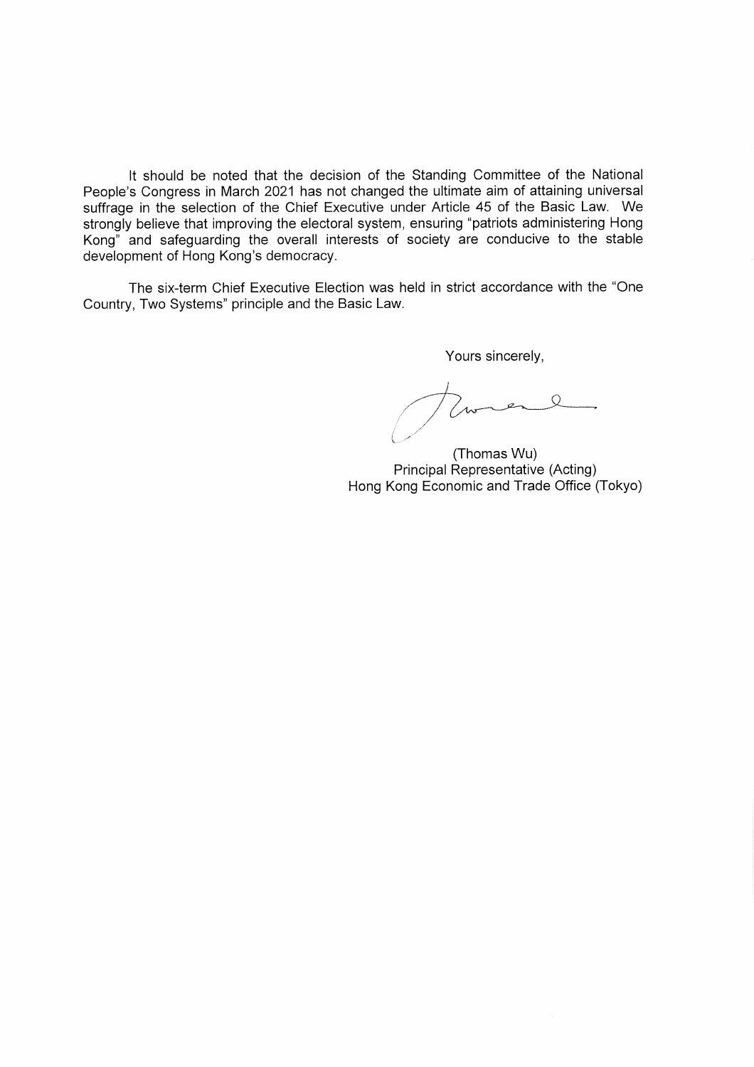It should be noted that the decision of the Standing Committee of the National People's Congress in March 2021 has not changed the ultimate aim of attaining universal suffrage in the selection of the Chief Executive under Article 45 of the Basic Law. We strongly believe that improving the electoral system, ensuring "patriots administering Hong Kong" and safeguarding the overall interests of society are conducive to the stable development of Hong Kong's democracy.

The six-term Chief Executive Election was held in strict accordance with the "One Country, Two Systems" principle and the Basic Law.

Yours sincerely,

(Thomas Wu)
Principal Representative (Acting)
Hong Kong Economic and Trade Office (Tokyo)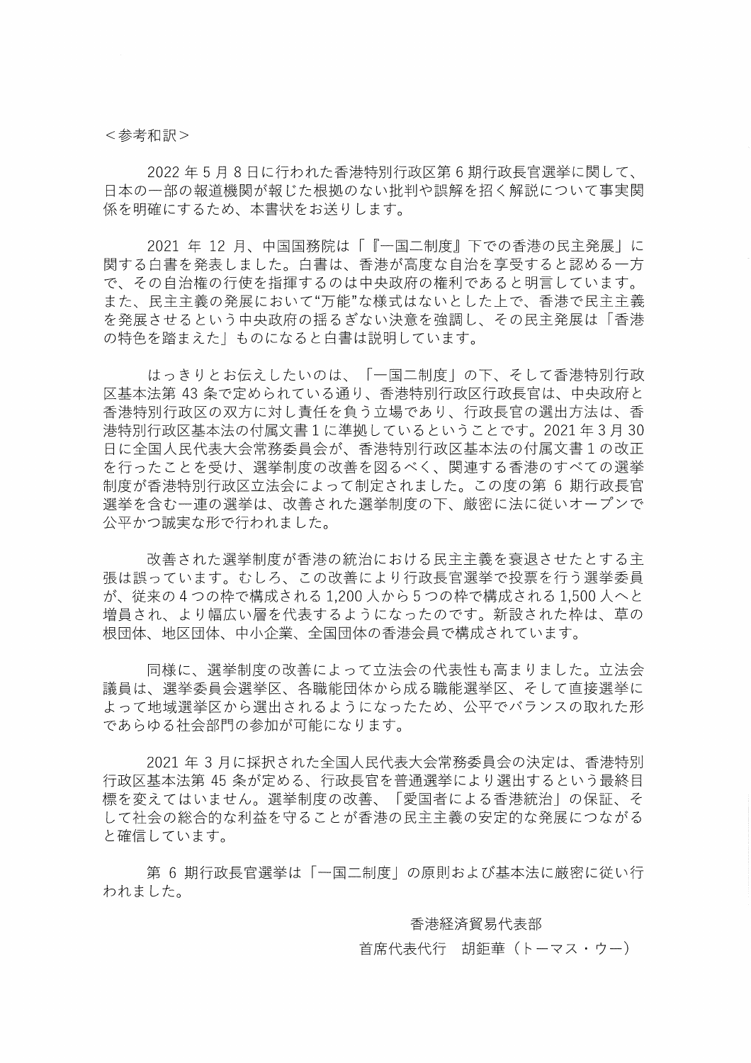＜参考和訳＞

2022 年 5 月 8 日に行われた香港特別行政区第 6 期行政長官選挙に関して、日本の一部の報道機関が報じた根拠のない批判や誤解を招く解説について事実関係を明確にするため、本書状をお送りします。

2021 年 12 月、中国国務院は「『一国二制度』下での香港の民主発展」に関する白書を発表しました。白書は、香港が高度な自治を享受すると認める一方で、その自治権の行使を指揮するのは中央政府の権利であると明言しています。また、民主主義の発展において“万能”な様式はないとした上で、香港で民主主義を発展させるという中央政府の揺るぎない決意を強調し、その民主発展は「香港の特色を踏まえた」ものになると白書は説明しています。

はっきりとお伝えしたいのは、「一国二制度」の下、そして香港特別行政区基本法第 43 条で定められている通り、香港特別行政区行政長官は、中央政府と香港特別行政区の双方に対し責任を負う立場であり、行政長官の選出方法は、香港特別行政区基本法の付属文書 1 に準拠しているということです。2021 年 3 月 30 日に全国人民代表大会常務委員会が、香港特別行政区基本法の付属文書 1 の改正を行ったことを受け、選挙制度の改善を図るべく、関連する香港のすべての選挙制度が香港特別行政区立法会によって制定されました。この度の第 6 期行政長官選挙を含む一連の選挙は、改善された選挙制度の下、厳密に法に従いオープンで公平かつ誠実な形で行われました。

改善された選挙制度が香港の統治における民主主義を衰退させたとする主張は誤っています。むしろ、この改善により行政長官選挙で投票を行う選挙委員が、従来の 4 つの枠で構成される 1,200 人から 5 つの枠で構成される 1,500 人へと増員され、より幅広い層を代表するようになったのです。新設された枠は、草の根団体、地区団体、中小企業、全国団体の香港会員で構成されています。

同様に、選挙制度の改善によって立法会の代表性も高まりました。立法会議員は、選挙委員会選挙区、各職能団体から成る職能選挙区、そして直接選挙によって地域選挙区から選出されるようになったため、公平でバランスの取れた形であらゆる社会部門の参加が可能になります。

2021 年 3 月に採択された全国人民代表大会常務委員会の決定は、香港特別行政区基本法第 45 条が定める、行政長官を普通選挙により選出するという最終目標を変えてはいません。選挙制度の改善、「愛国者による香港統治」の保証、そして社会の総合的な利益を守ることが香港の民主主義の安定的な発展につながると確信しています。

第 6 期行政長官選挙は「一国二制度」の原則および基本法に厳密に従い行われました。

香港経済貿易代表部

首席代表代行　胡鉅華（トーマス・ウー）